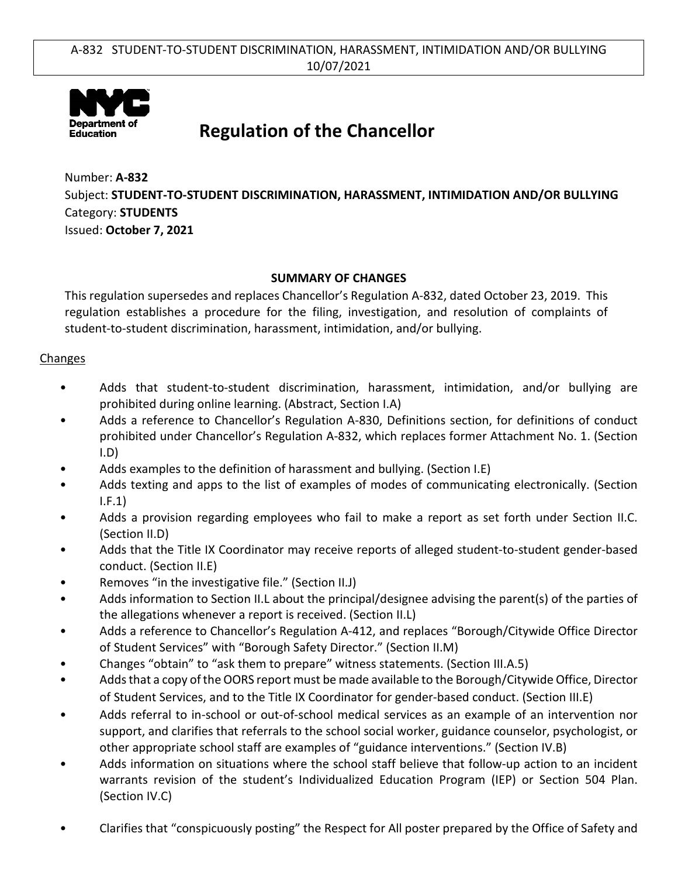# Regulation of the Chancellor

Number: **A-832**

Subject: **STUDENT-TO-STUDENT DISCRIMINATION, HARASSMENT, INTIMIDATION AND/OR BULLYING**

Category: **STUDENTS**

Issued: **October 7, 2021**

## SUMMARY OF CHANGES

This regulation supersedes and replaces Chancellor's Regulation A-832, dated October 23, 2019. This regulation establishes a procedure for the filing, investigation, and resolution of complaints of student-to-student discrimination, harassment, intimidation, and/or bullying.

### Changes

- Adds that student-to-student discrimination, harassment, intimidation, and/or bullying are prohibited during online learning. (Abstract, Section I.A)
- Adds a reference to Chancellor's Regulation A-830, Definitions section, for definitions of conduct prohibited under Chancellor's Regulation A-832, which replaces former Attachment No. 1. (Section I.D)
- Adds examples to the definition of harassment and bullying. (Section I.E)
- Adds texting and apps to the list of examples of modes of communicating electronically. (Section I.F.1)
- Adds a provision regarding employees who fail to make a report as set forth under Section II.C. (Section II.D)
- Adds that the Title IX Coordinator may receive reports of alleged student-to-student gender-based conduct. (Section II.E)
- Removes "in the investigative file." (Section II.J)
- Adds information to Section II.L about the principal/designee advising the parent(s) of the parties of the allegations whenever a report is received. (Section II.L)
- Adds a reference to Chancellor's Regulation A-412, and replaces "Borough/Citywide Office Director of Student Services" with "Borough Safety Director." (Section II.M)
- Changes "obtain" to "ask them to prepare" witness statements. (Section III.A.5)
- Adds that a copy of the OORS report must be made available to the Borough/Citywide Office, Director of Student Services, and to the Title IX Coordinator for gender-based conduct. (Section III.E)
- Adds referral to in-school or out-of-school medical services as an example of an intervention nor support, and clarifies that referrals to the school social worker, guidance counselor, psychologist, or other appropriate school staff are examples of "guidance interventions." (Section IV.B)
- Adds information on situations where the school staff believe that follow-up action to an incident warrants revision of the student's Individualized Education Program (IEP) or Section 504 Plan. (Section IV.C)
- Clarifies that "conspicuously posting" the Respect for All poster prepared by the Office of Safety and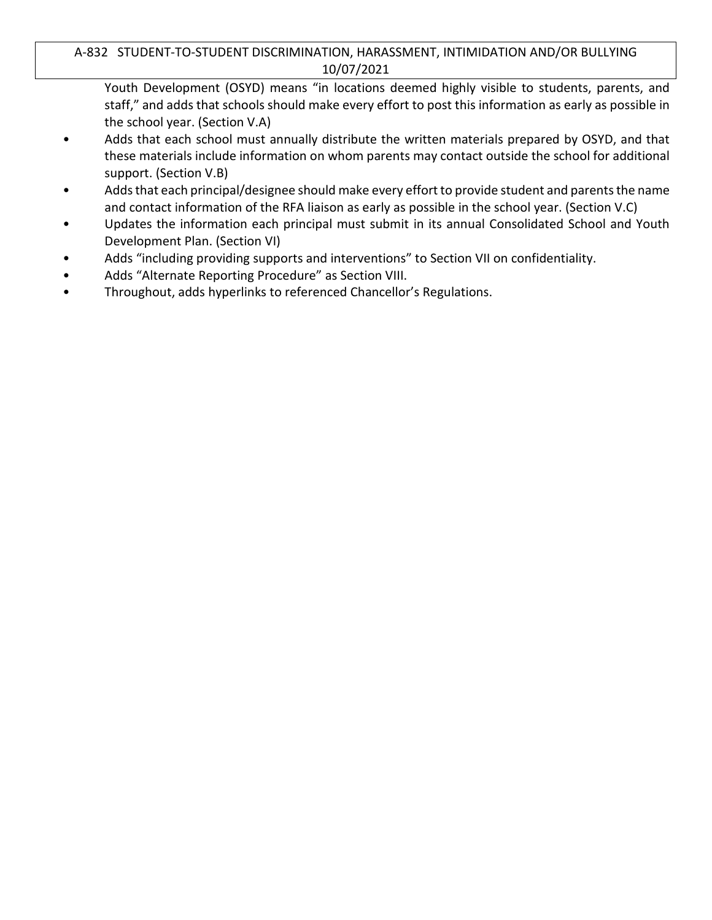Youth Development (OSYD) means "in locations deemed highly visible to students, parents, and staff," and adds that schools should make every effort to post this information as early as possible in the school year. (Section V.A)

- Adds that each school must annually distribute the written materials prepared by OSYD, and that these materials include information on whom parents may contact outside the school for additional support. (Section V.B)
- Adds that each principal/designee should make every effort to provide student and parents the name and contact information of the RFA liaison as early as possible in the school year. (Section V.C)
- Updates the information each principal must submit in its annual Consolidated School and Youth Development Plan. (Section VI)
- Adds "including providing supports and interventions" to Section VII on confidentiality.
- Adds "Alternate Reporting Procedure" as Section VIII.
- Throughout, adds hyperlinks to referenced Chancellor's Regulations.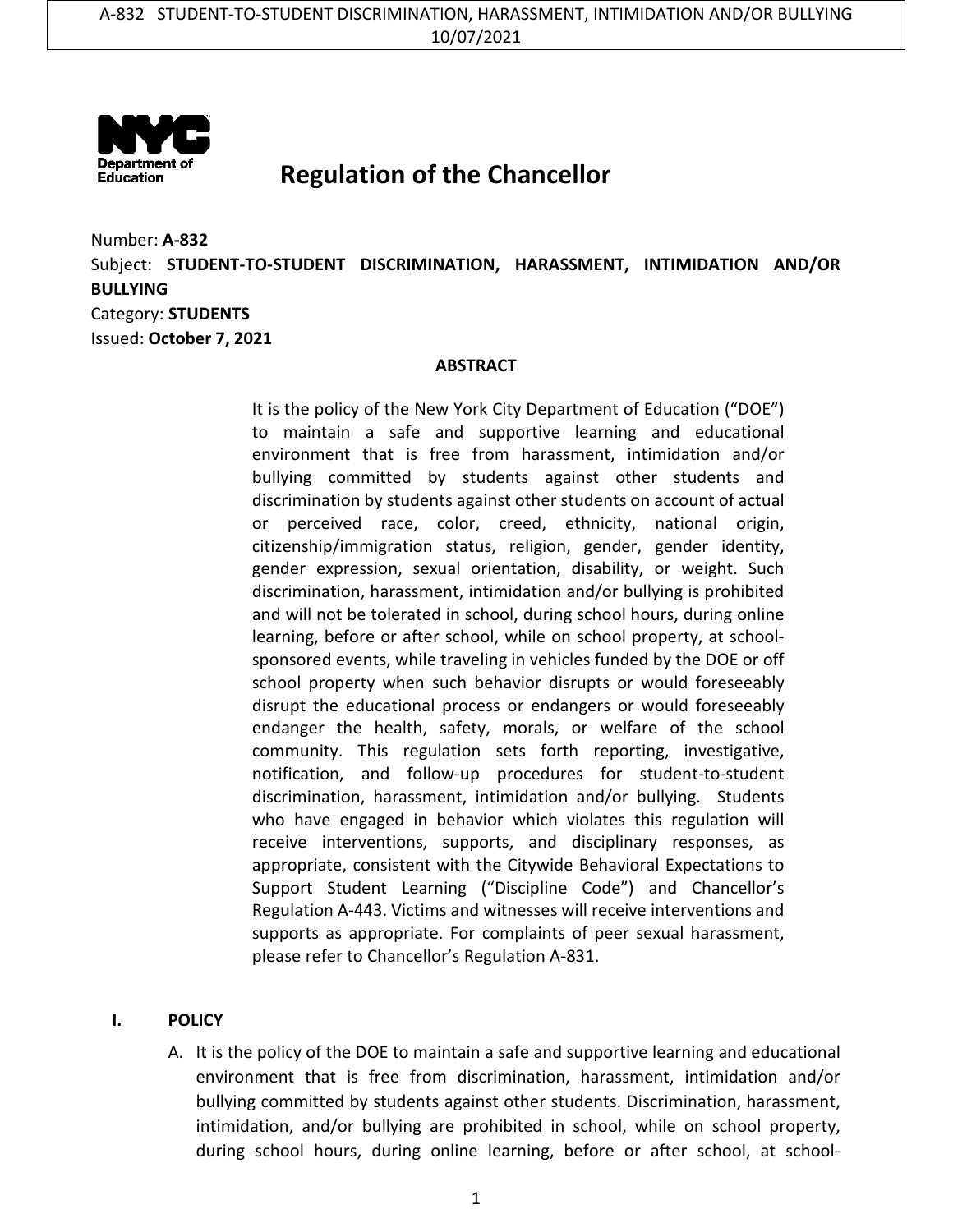# Regulation of the Chancellor

Number: **A-832**
Subject: **STUDENT-TO-STUDENT DISCRIMINATION, HARASSMENT, INTIMIDATION AND/OR BULLYING**
Category: **STUDENTS**
Issued: **October 7, 2021**

**ABSTRACT**

It is the policy of the New York City Department of Education ("DOE") to maintain a safe and supportive learning and educational environment that is free from harassment, intimidation and/or bullying committed by students against other students and discrimination by students against other students on account of actual or perceived race, color, creed, ethnicity, national origin, citizenship/immigration status, religion, gender, gender identity, gender expression, sexual orientation, disability, or weight. Such discrimination, harassment, intimidation and/or bullying is prohibited and will not be tolerated in school, during school hours, during online learning, before or after school, while on school property, at school-sponsored events, while traveling in vehicles funded by the DOE or off school property when such behavior disrupts or would foreseeably disrupt the educational process or endangers or would foreseeably endanger the health, safety, morals, or welfare of the school community. This regulation sets forth reporting, investigative, notification, and follow-up procedures for student-to-student discrimination, harassment, intimidation and/or bullying. Students who have engaged in behavior which violates this regulation will receive interventions, supports, and disciplinary responses, as appropriate, consistent with the Citywide Behavioral Expectations to Support Student Learning ("Discipline Code") and Chancellor's Regulation A-443. Victims and witnesses will receive interventions and supports as appropriate. For complaints of peer sexual harassment, please refer to Chancellor's Regulation A-831.

## I. POLICY

A. It is the policy of the DOE to maintain a safe and supportive learning and educational environment that is free from discrimination, harassment, intimidation and/or bullying committed by students against other students. Discrimination, harassment, intimidation, and/or bullying are prohibited in school, while on school property, during school hours, during online learning, before or after school, at school-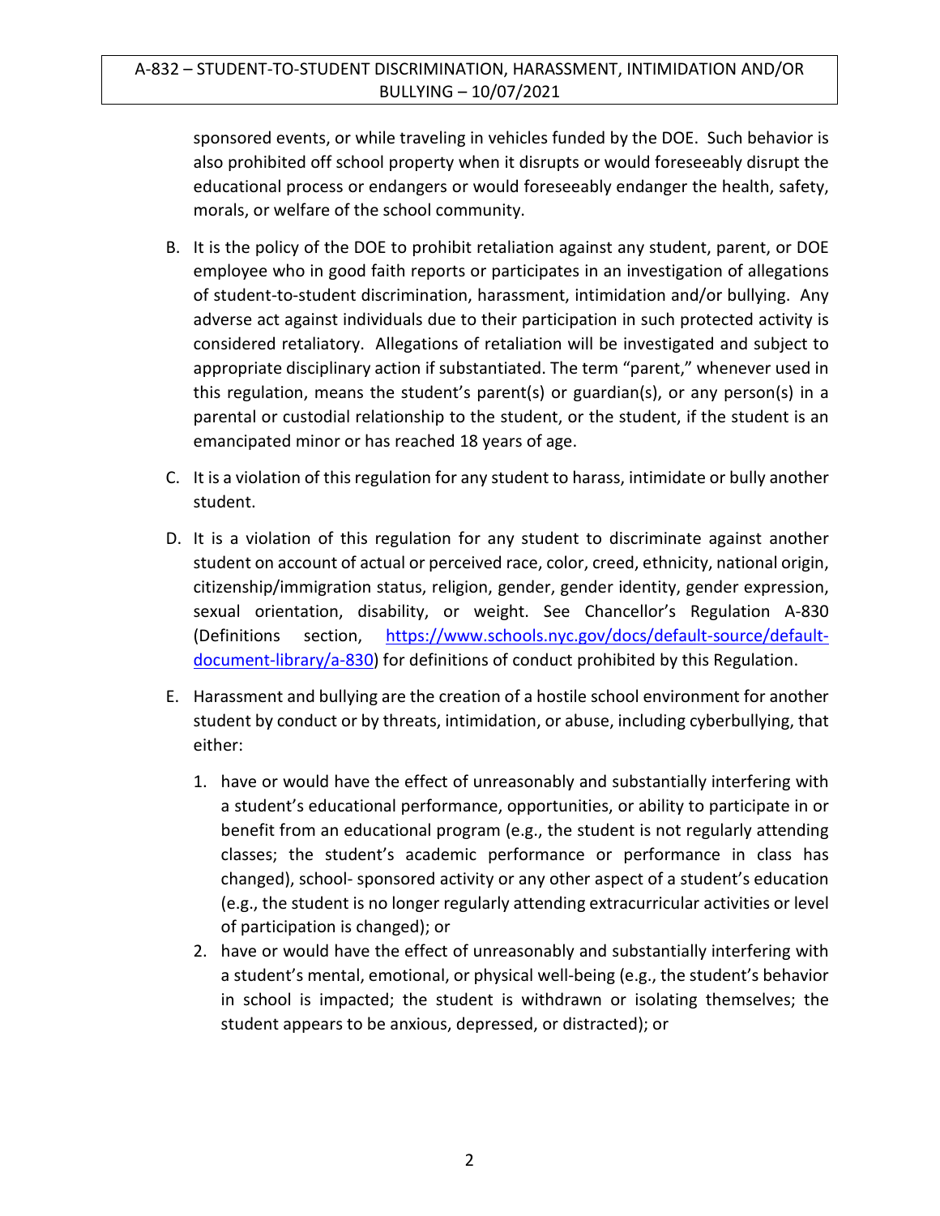sponsored events, or while traveling in vehicles funded by the DOE. Such behavior is also prohibited off school property when it disrupts or would foreseeably disrupt the educational process or endangers or would foreseeably endanger the health, safety, morals, or welfare of the school community.

B. It is the policy of the DOE to prohibit retaliation against any student, parent, or DOE employee who in good faith reports or participates in an investigation of allegations of student-to-student discrimination, harassment, intimidation and/or bullying. Any adverse act against individuals due to their participation in such protected activity is considered retaliatory. Allegations of retaliation will be investigated and subject to appropriate disciplinary action if substantiated. The term "parent," whenever used in this regulation, means the student's parent(s) or guardian(s), or any person(s) in a parental or custodial relationship to the student, or the student, if the student is an emancipated minor or has reached 18 years of age.

C. It is a violation of this regulation for any student to harass, intimidate or bully another student.

D. It is a violation of this regulation for any student to discriminate against another student on account of actual or perceived race, color, creed, ethnicity, national origin, citizenship/immigration status, religion, gender, gender identity, gender expression, sexual orientation, disability, or weight. See Chancellor's Regulation A-830 (Definitions section, [https://www.schools.nyc.gov/docs/default-source/default-document-library/a-830](https://www.schools.nyc.gov/docs/default-source/default-document-library/a-830)) for definitions of conduct prohibited by this Regulation.

E. Harassment and bullying are the creation of a hostile school environment for another student by conduct or by threats, intimidation, or abuse, including cyberbullying, that either:

   1. have or would have the effect of unreasonably and substantially interfering with a student's educational performance, opportunities, or ability to participate in or benefit from an educational program (e.g., the student is not regularly attending classes; the student's academic performance or performance in class has changed), school- sponsored activity or any other aspect of a student's education (e.g., the student is no longer regularly attending extracurricular activities or level of participation is changed); or
   2. have or would have the effect of unreasonably and substantially interfering with a student's mental, emotional, or physical well-being (e.g., the student's behavior in school is impacted; the student is withdrawn or isolating themselves; the student appears to be anxious, depressed, or distracted); or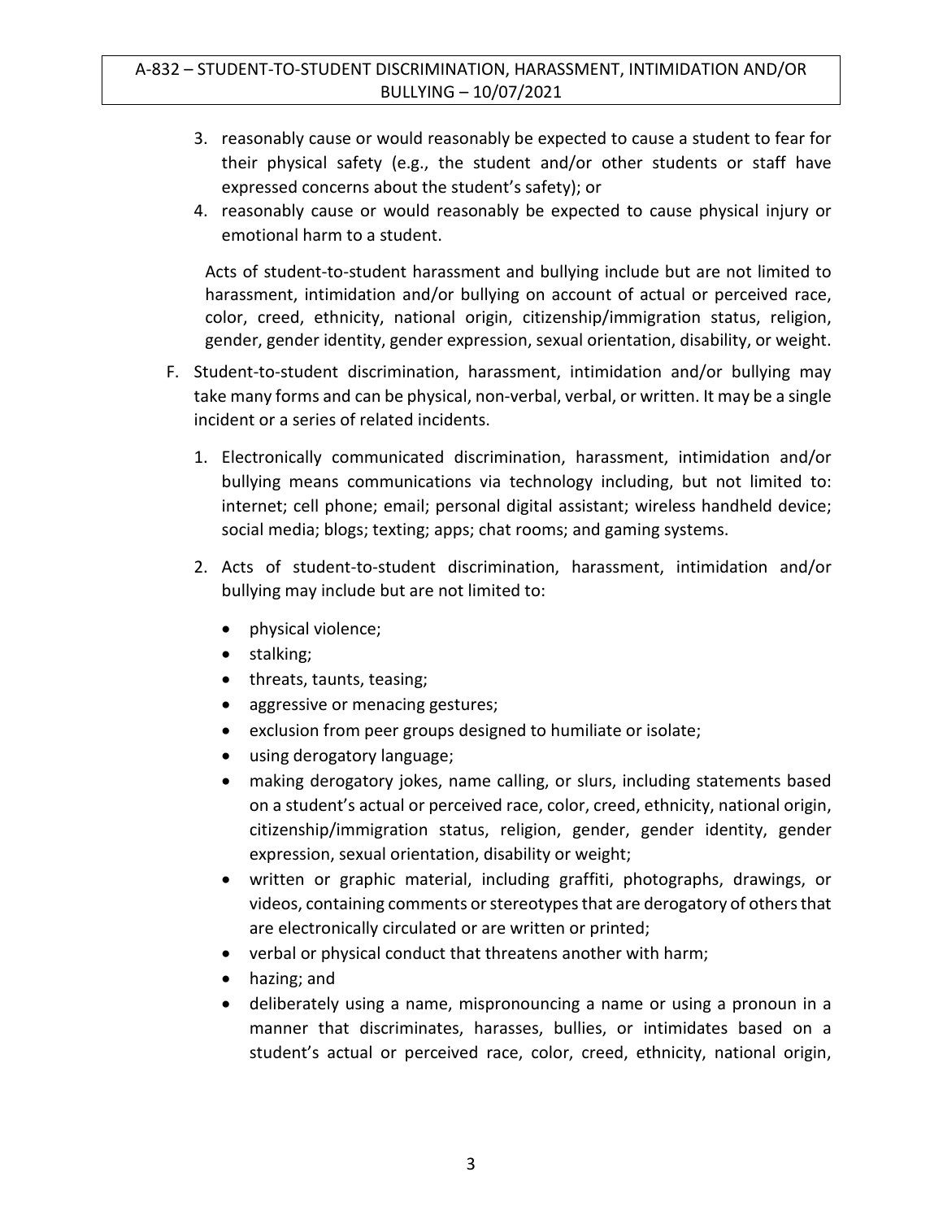3. reasonably cause or would reasonably be expected to cause a student to fear for their physical safety (e.g., the student and/or other students or staff have expressed concerns about the student's safety); or
4. reasonably cause or would reasonably be expected to cause physical injury or emotional harm to a student.

Acts of student-to-student harassment and bullying include but are not limited to harassment, intimidation and/or bullying on account of actual or perceived race, color, creed, ethnicity, national origin, citizenship/immigration status, religion, gender, gender identity, gender expression, sexual orientation, disability, or weight.

F. Student-to-student discrimination, harassment, intimidation and/or bullying may take many forms and can be physical, non-verbal, verbal, or written. It may be a single incident or a series of related incidents.

   1. Electronically communicated discrimination, harassment, intimidation and/or bullying means communications via technology including, but not limited to: internet; cell phone; email; personal digital assistant; wireless handheld device; social media; blogs; texting; apps; chat rooms; and gaming systems.

   2. Acts of student-to-student discrimination, harassment, intimidation and/or bullying may include but are not limited to:

      - physical violence;
      - stalking;
      - threats, taunts, teasing;
      - aggressive or menacing gestures;
      - exclusion from peer groups designed to humiliate or isolate;
      - using derogatory language;
      - making derogatory jokes, name calling, or slurs, including statements based on a student's actual or perceived race, color, creed, ethnicity, national origin, citizenship/immigration status, religion, gender, gender identity, gender expression, sexual orientation, disability or weight;
      - written or graphic material, including graffiti, photographs, drawings, or videos, containing comments or stereotypes that are derogatory of others that are electronically circulated or are written or printed;
      - verbal or physical conduct that threatens another with harm;
      - hazing; and
      - deliberately using a name, mispronouncing a name or using a pronoun in a manner that discriminates, harasses, bullies, or intimidates based on a student's actual or perceived race, color, creed, ethnicity, national origin,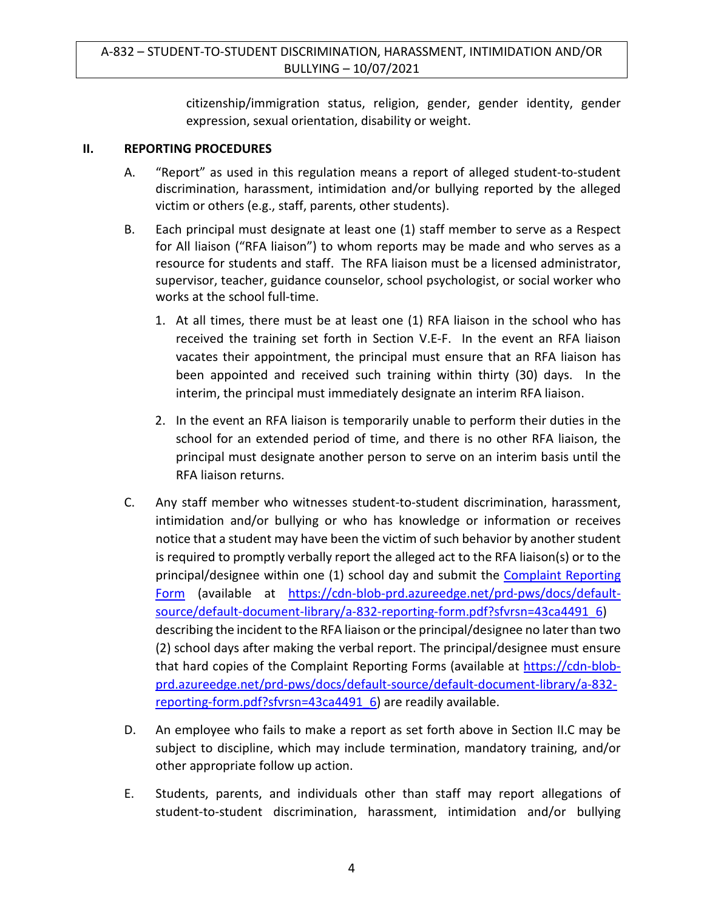citizenship/immigration status, religion, gender, gender identity, gender expression, sexual orientation, disability or weight.

## II. REPORTING PROCEDURES

A. "Report" as used in this regulation means a report of alleged student-to-student discrimination, harassment, intimidation and/or bullying reported by the alleged victim or others (e.g., staff, parents, other students).

B. Each principal must designate at least one (1) staff member to serve as a Respect for All liaison ("RFA liaison") to whom reports may be made and who serves as a resource for students and staff. The RFA liaison must be a licensed administrator, supervisor, teacher, guidance counselor, school psychologist, or social worker who works at the school full-time.

   1. At all times, there must be at least one (1) RFA liaison in the school who has received the training set forth in Section V.E-F. In the event an RFA liaison vacates their appointment, the principal must ensure that an RFA liaison has been appointed and received such training within thirty (30) days. In the interim, the principal must immediately designate an interim RFA liaison.

   2. In the event an RFA liaison is temporarily unable to perform their duties in the school for an extended period of time, and there is no other RFA liaison, the principal must designate another person to serve on an interim basis until the RFA liaison returns.

C. Any staff member who witnesses student-to-student discrimination, harassment, intimidation and/or bullying or who has knowledge or information or receives notice that a student may have been the victim of such behavior by another student is required to promptly verbally report the alleged act to the RFA liaison(s) or to the principal/designee within one (1) school day and submit the [Complaint Reporting Form](https://cdn-blob-prd.azureedge.net/prd-pws/docs/default-source/default-document-library/a-832-reporting-form.pdf?sfvrsn=43ca4491_6) (available at [https://cdn-blob-prd.azureedge.net/prd-pws/docs/default-source/default-document-library/a-832-reporting-form.pdf?sfvrsn=43ca4491_6](https://cdn-blob-prd.azureedge.net/prd-pws/docs/default-source/default-document-library/a-832-reporting-form.pdf?sfvrsn=43ca4491_6)) describing the incident to the RFA liaison or the principal/designee no later than two (2) school days after making the verbal report. The principal/designee must ensure that hard copies of the Complaint Reporting Forms (available at [https://cdn-blob-prd.azureedge.net/prd-pws/docs/default-source/default-document-library/a-832-reporting-form.pdf?sfvrsn=43ca4491_6](https://cdn-blob-prd.azureedge.net/prd-pws/docs/default-source/default-document-library/a-832-reporting-form.pdf?sfvrsn=43ca4491_6)) are readily available.

D. An employee who fails to make a report as set forth above in Section II.C may be subject to discipline, which may include termination, mandatory training, and/or other appropriate follow up action.

E. Students, parents, and individuals other than staff may report allegations of student-to-student discrimination, harassment, intimidation and/or bullying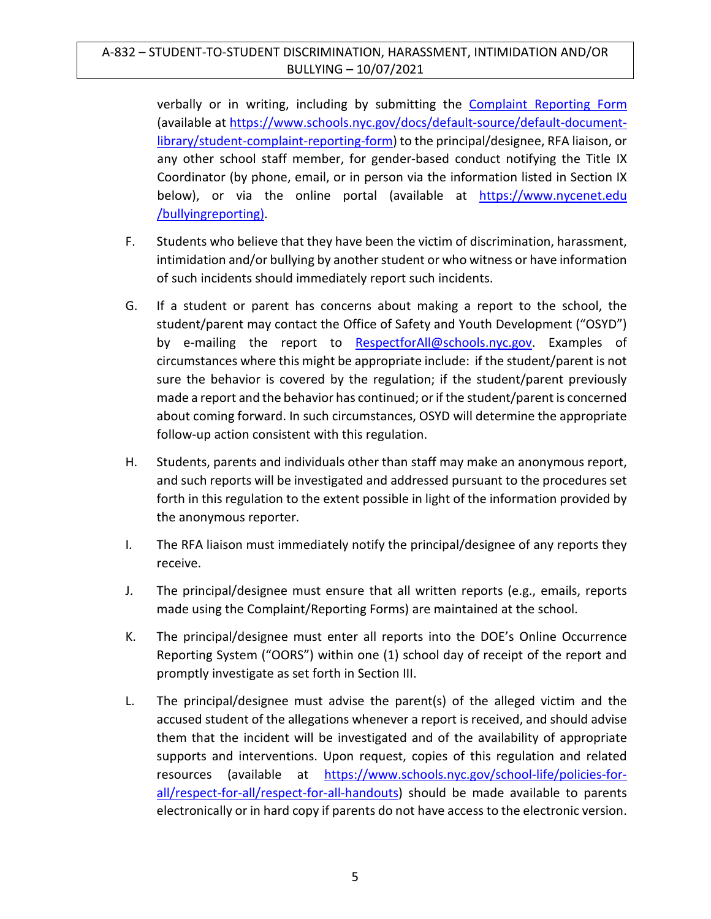verbally or in writing, including by submitting the [Complaint Reporting Form](https://www.schools.nyc.gov/docs/default-source/default-document-library/student-complaint-reporting-form) (available at https://www.schools.nyc.gov/docs/default-source/default-document-library/student-complaint-reporting-form) to the principal/designee, RFA liaison, or any other school staff member, for gender-based conduct notifying the Title IX Coordinator (by phone, email, or in person via the information listed in Section IX below), or via the online portal (available at https://www.nycenet.edu/bullyingreporting).

F. Students who believe that they have been the victim of discrimination, harassment, intimidation and/or bullying by another student or who witness or have information of such incidents should immediately report such incidents.

G. If a student or parent has concerns about making a report to the school, the student/parent may contact the Office of Safety and Youth Development ("OSYD") by e-mailing the report to RespectforAll@schools.nyc.gov. Examples of circumstances where this might be appropriate include: if the student/parent is not sure the behavior is covered by the regulation; if the student/parent previously made a report and the behavior has continued; or if the student/parent is concerned about coming forward. In such circumstances, OSYD will determine the appropriate follow-up action consistent with this regulation.

H. Students, parents and individuals other than staff may make an anonymous report, and such reports will be investigated and addressed pursuant to the procedures set forth in this regulation to the extent possible in light of the information provided by the anonymous reporter.

I. The RFA liaison must immediately notify the principal/designee of any reports they receive.

J. The principal/designee must ensure that all written reports (e.g., emails, reports made using the Complaint/Reporting Forms) are maintained at the school.

K. The principal/designee must enter all reports into the DOE's Online Occurrence Reporting System ("OORS") within one (1) school day of receipt of the report and promptly investigate as set forth in Section III.

L. The principal/designee must advise the parent(s) of the alleged victim and the accused student of the allegations whenever a report is received, and should advise them that the incident will be investigated and of the availability of appropriate supports and interventions. Upon request, copies of this regulation and related resources (available at https://www.schools.nyc.gov/school-life/policies-for-all/respect-for-all/respect-for-all-handouts) should be made available to parents electronically or in hard copy if parents do not have access to the electronic version.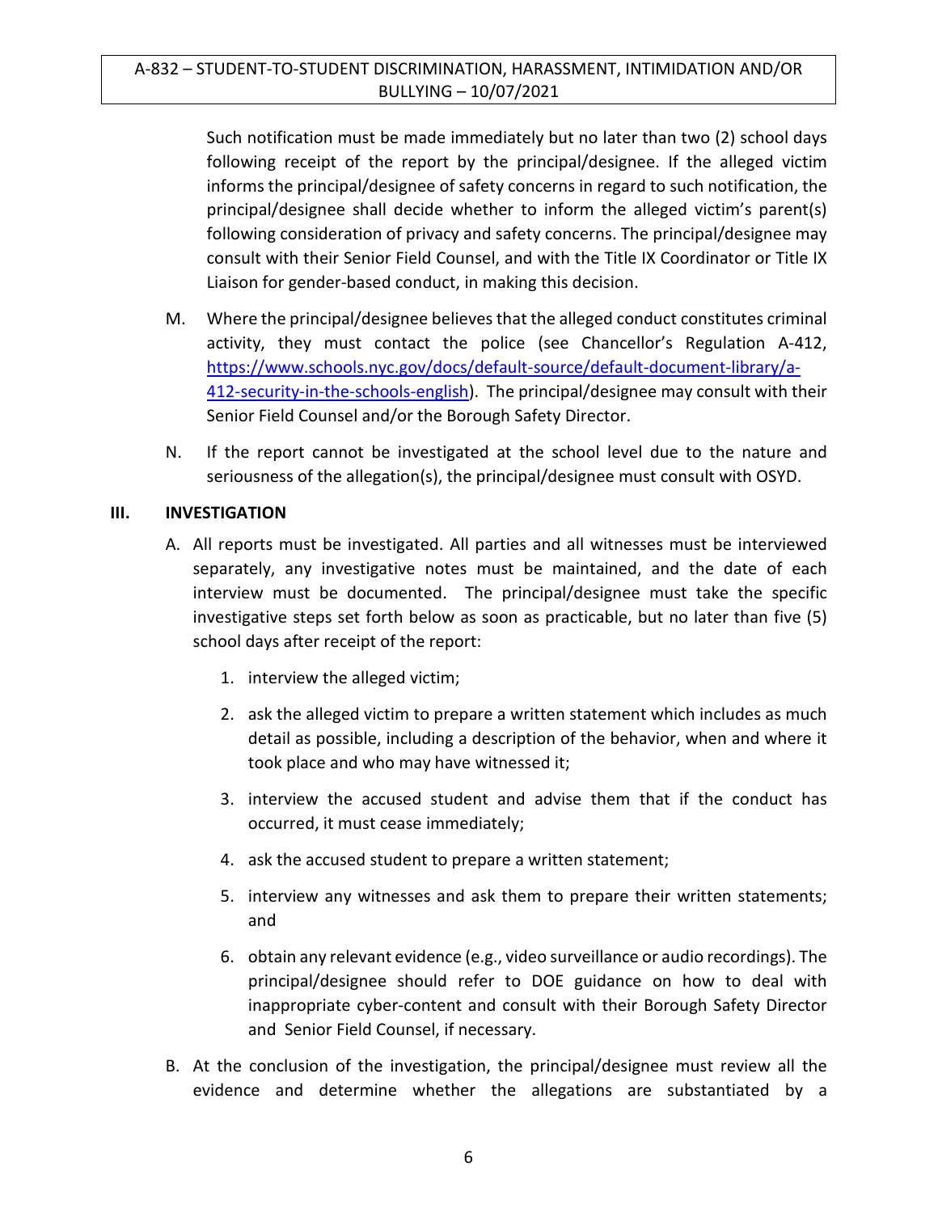Such notification must be made immediately but no later than two (2) school days following receipt of the report by the principal/designee. If the alleged victim informs the principal/designee of safety concerns in regard to such notification, the principal/designee shall decide whether to inform the alleged victim's parent(s) following consideration of privacy and safety concerns. The principal/designee may consult with their Senior Field Counsel, and with the Title IX Coordinator or Title IX Liaison for gender-based conduct, in making this decision.

M. Where the principal/designee believes that the alleged conduct constitutes criminal activity, they must contact the police (see Chancellor's Regulation A-412, [https://www.schools.nyc.gov/docs/default-source/default-document-library/a-412-security-in-the-schools-english](https://www.schools.nyc.gov/docs/default-source/default-document-library/a-412-security-in-the-schools-english)). The principal/designee may consult with their Senior Field Counsel and/or the Borough Safety Director.

N. If the report cannot be investigated at the school level due to the nature and seriousness of the allegation(s), the principal/designee must consult with OSYD.

## III. INVESTIGATION

A. All reports must be investigated. All parties and all witnesses must be interviewed separately, any investigative notes must be maintained, and the date of each interview must be documented. The principal/designee must take the specific investigative steps set forth below as soon as practicable, but no later than five (5) school days after receipt of the report:

1. interview the alleged victim;
2. ask the alleged victim to prepare a written statement which includes as much detail as possible, including a description of the behavior, when and where it took place and who may have witnessed it;
3. interview the accused student and advise them that if the conduct has occurred, it must cease immediately;
4. ask the accused student to prepare a written statement;
5. interview any witnesses and ask them to prepare their written statements; and
6. obtain any relevant evidence (e.g., video surveillance or audio recordings). The principal/designee should refer to DOE guidance on how to deal with inappropriate cyber-content and consult with their Borough Safety Director and Senior Field Counsel, if necessary.

B. At the conclusion of the investigation, the principal/designee must review all the evidence and determine whether the allegations are substantiated by a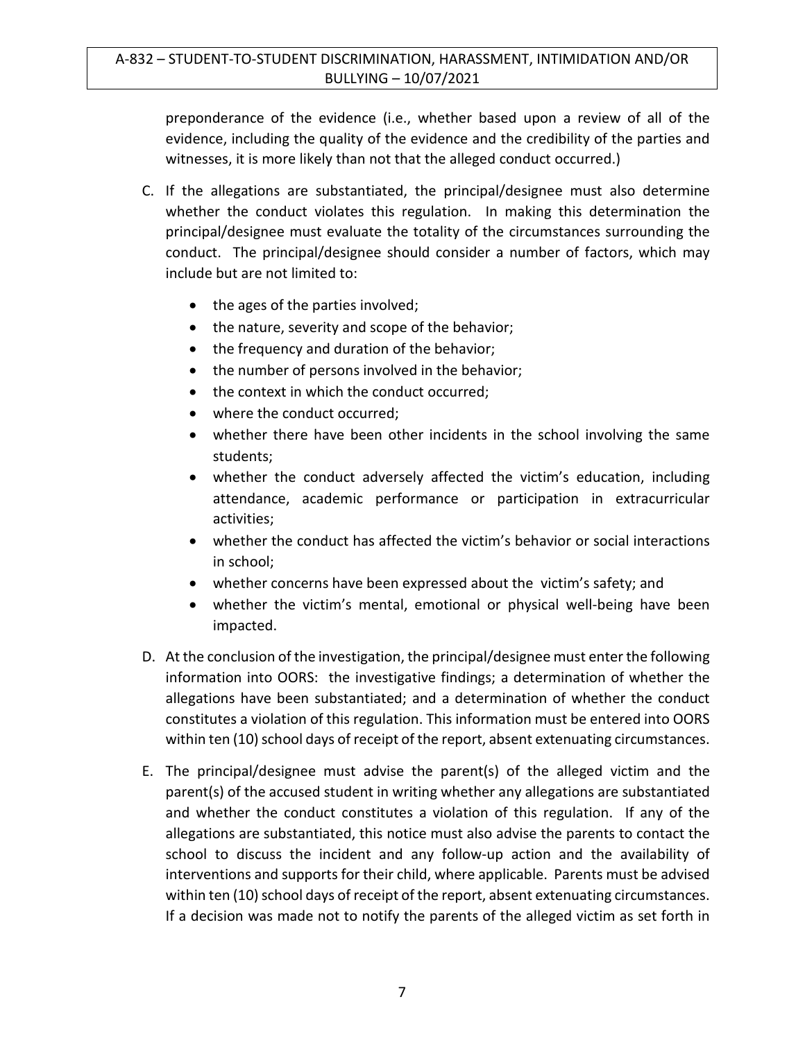preponderance of the evidence (i.e., whether based upon a review of all of the evidence, including the quality of the evidence and the credibility of the parties and witnesses, it is more likely than not that the alleged conduct occurred.)

C. If the allegations are substantiated, the principal/designee must also determine whether the conduct violates this regulation. In making this determination the principal/designee must evaluate the totality of the circumstances surrounding the conduct. The principal/designee should consider a number of factors, which may include but are not limited to:

   - the ages of the parties involved;
   - the nature, severity and scope of the behavior;
   - the frequency and duration of the behavior;
   - the number of persons involved in the behavior;
   - the context in which the conduct occurred;
   - where the conduct occurred;
   - whether there have been other incidents in the school involving the same students;
   - whether the conduct adversely affected the victim's education, including attendance, academic performance or participation in extracurricular activities;
   - whether the conduct has affected the victim's behavior or social interactions in school;
   - whether concerns have been expressed about the victim's safety; and
   - whether the victim's mental, emotional or physical well-being have been impacted.

D. At the conclusion of the investigation, the principal/designee must enter the following information into OORS: the investigative findings; a determination of whether the allegations have been substantiated; and a determination of whether the conduct constitutes a violation of this regulation. This information must be entered into OORS within ten (10) school days of receipt of the report, absent extenuating circumstances.

E. The principal/designee must advise the parent(s) of the alleged victim and the parent(s) of the accused student in writing whether any allegations are substantiated and whether the conduct constitutes a violation of this regulation. If any of the allegations are substantiated, this notice must also advise the parents to contact the school to discuss the incident and any follow-up action and the availability of interventions and supports for their child, where applicable. Parents must be advised within ten (10) school days of receipt of the report, absent extenuating circumstances. If a decision was made not to notify the parents of the alleged victim as set forth in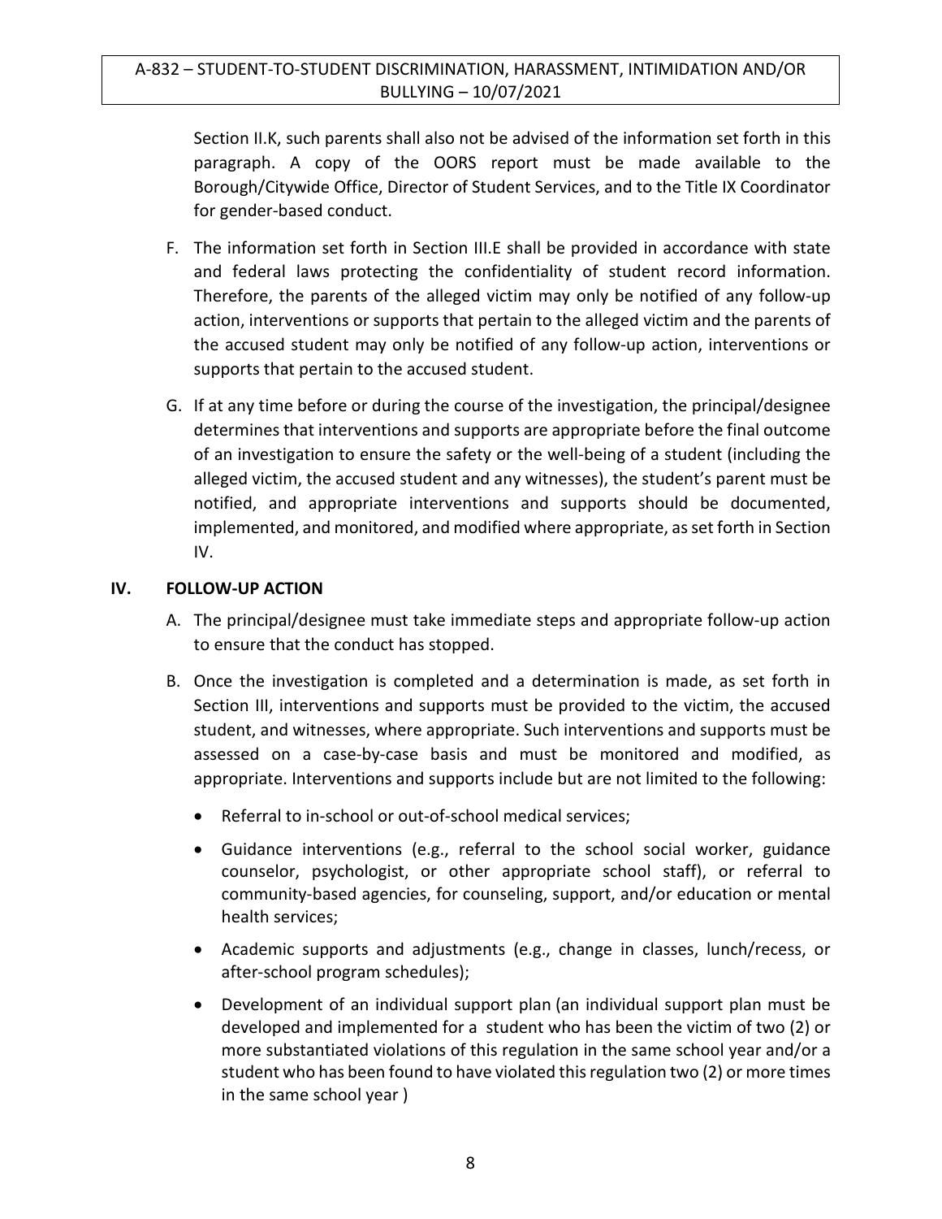Section II.K, such parents shall also not be advised of the information set forth in this paragraph. A copy of the OORS report must be made available to the Borough/Citywide Office, Director of Student Services, and to the Title IX Coordinator for gender-based conduct.

F. The information set forth in Section III.E shall be provided in accordance with state and federal laws protecting the confidentiality of student record information. Therefore, the parents of the alleged victim may only be notified of any follow-up action, interventions or supports that pertain to the alleged victim and the parents of the accused student may only be notified of any follow-up action, interventions or supports that pertain to the accused student.

G. If at any time before or during the course of the investigation, the principal/designee determines that interventions and supports are appropriate before the final outcome of an investigation to ensure the safety or the well-being of a student (including the alleged victim, the accused student and any witnesses), the student's parent must be notified, and appropriate interventions and supports should be documented, implemented, and monitored, and modified where appropriate, as set forth in Section IV.

## IV. FOLLOW-UP ACTION

A. The principal/designee must take immediate steps and appropriate follow-up action to ensure that the conduct has stopped.

B. Once the investigation is completed and a determination is made, as set forth in Section III, interventions and supports must be provided to the victim, the accused student, and witnesses, where appropriate. Such interventions and supports must be assessed on a case-by-case basis and must be monitored and modified, as appropriate. Interventions and supports include but are not limited to the following:

- Referral to in-school or out-of-school medical services;
- Guidance interventions (e.g., referral to the school social worker, guidance counselor, psychologist, or other appropriate school staff), or referral to community-based agencies, for counseling, support, and/or education or mental health services;
- Academic supports and adjustments (e.g., change in classes, lunch/recess, or after-school program schedules);
- Development of an individual support plan (an individual support plan must be developed and implemented for a student who has been the victim of two (2) or more substantiated violations of this regulation in the same school year and/or a student who has been found to have violated this regulation two (2) or more times in the same school year )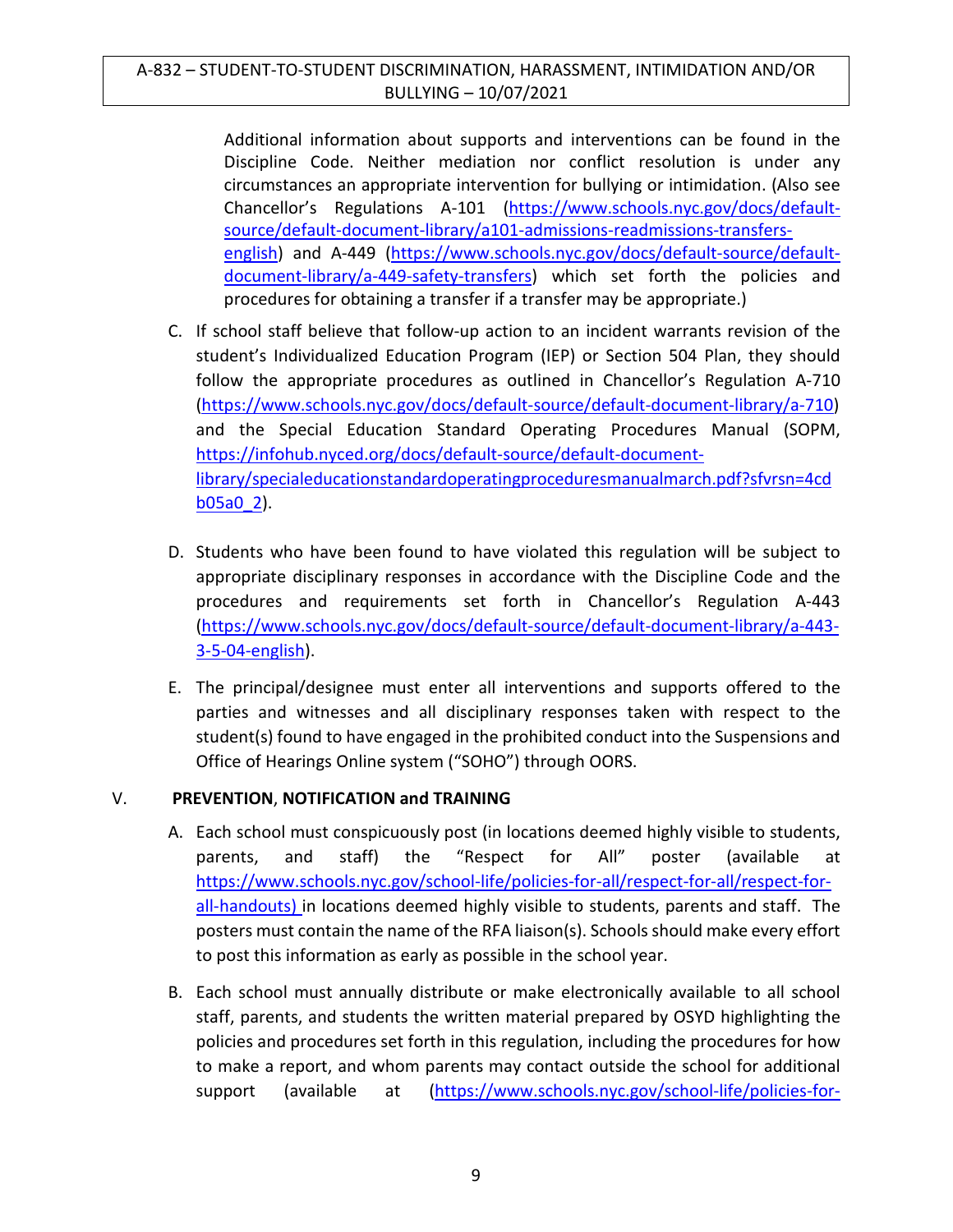Additional information about supports and interventions can be found in the Discipline Code. Neither mediation nor conflict resolution is under any circumstances an appropriate intervention for bullying or intimidation. (Also see Chancellor's Regulations A-101 (https://www.schools.nyc.gov/docs/default-source/default-document-library/a101-admissions-readmissions-transfers-english) and A-449 (https://www.schools.nyc.gov/docs/default-source/default-document-library/a-449-safety-transfers) which set forth the policies and procedures for obtaining a transfer if a transfer may be appropriate.)

C. If school staff believe that follow-up action to an incident warrants revision of the student's Individualized Education Program (IEP) or Section 504 Plan, they should follow the appropriate procedures as outlined in Chancellor's Regulation A-710 (https://www.schools.nyc.gov/docs/default-source/default-document-library/a-710) and the Special Education Standard Operating Procedures Manual (SOPM, https://infohub.nyced.org/docs/default-source/default-document-library/specialeducationstandardoperatingproceduresmanualmarch.pdf?sfvrsn=4cdb05a0_2).

D. Students who have been found to have violated this regulation will be subject to appropriate disciplinary responses in accordance with the Discipline Code and the procedures and requirements set forth in Chancellor's Regulation A-443 (https://www.schools.nyc.gov/docs/default-source/default-document-library/a-443-3-5-04-english).

E. The principal/designee must enter all interventions and supports offered to the parties and witnesses and all disciplinary responses taken with respect to the student(s) found to have engaged in the prohibited conduct into the Suspensions and Office of Hearings Online system ("SOHO") through OORS.

## V. PREVENTION, NOTIFICATION and TRAINING

A. Each school must conspicuously post (in locations deemed highly visible to students, parents, and staff) the "Respect for All" poster (available at https://www.schools.nyc.gov/school-life/policies-for-all/respect-for-all/respect-for-all-handouts) in locations deemed highly visible to students, parents and staff. The posters must contain the name of the RFA liaison(s). Schools should make every effort to post this information as early as possible in the school year.

B. Each school must annually distribute or make electronically available to all school staff, parents, and students the written material prepared by OSYD highlighting the policies and procedures set forth in this regulation, including the procedures for how to make a report, and whom parents may contact outside the school for additional support (available at (https://www.schools.nyc.gov/school-life/policies-for-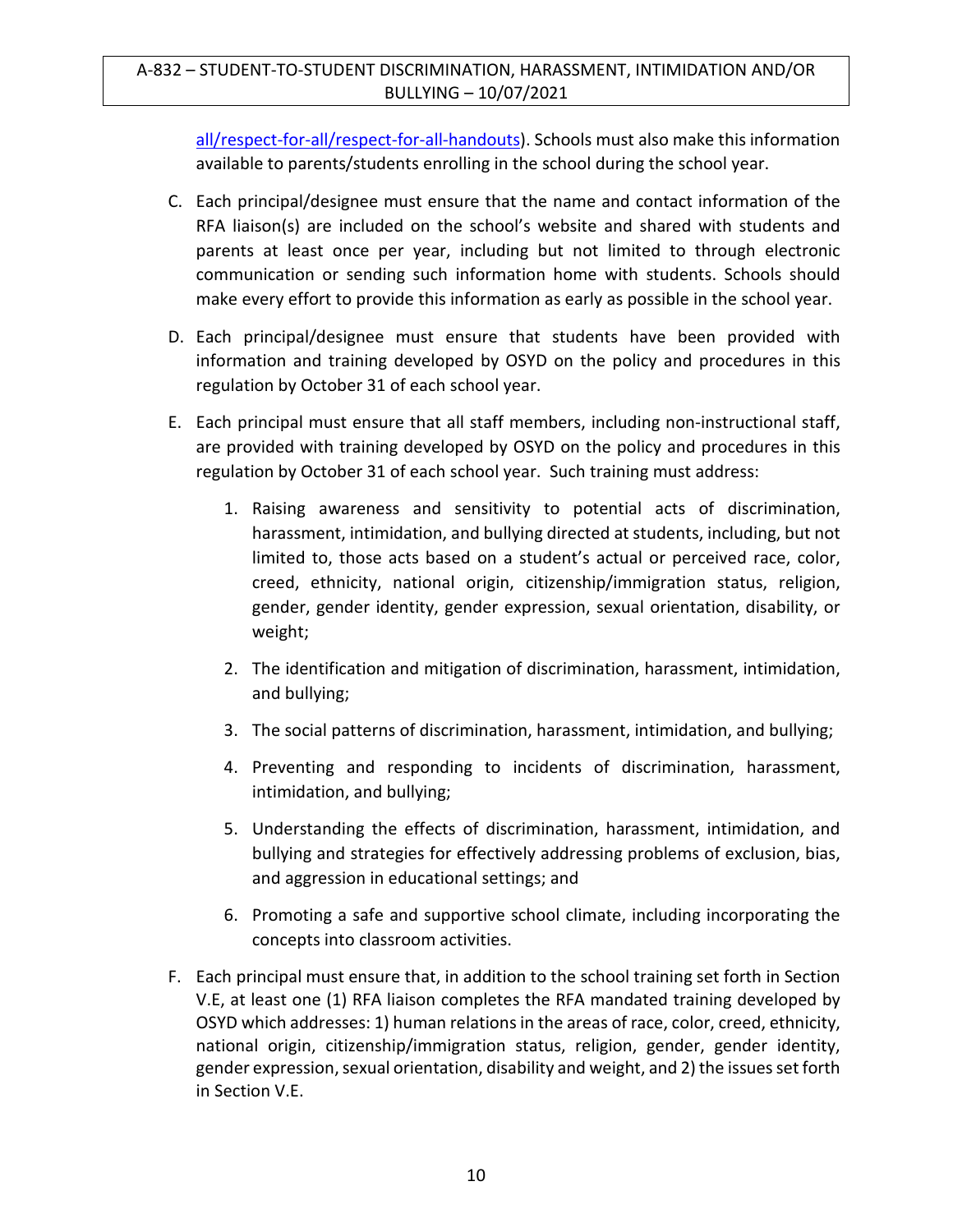all/respect-for-all/respect-for-all-handouts). Schools must also make this information available to parents/students enrolling in the school during the school year.

C. Each principal/designee must ensure that the name and contact information of the RFA liaison(s) are included on the school's website and shared with students and parents at least once per year, including but not limited to through electronic communication or sending such information home with students. Schools should make every effort to provide this information as early as possible in the school year.

D. Each principal/designee must ensure that students have been provided with information and training developed by OSYD on the policy and procedures in this regulation by October 31 of each school year.

E. Each principal must ensure that all staff members, including non-instructional staff, are provided with training developed by OSYD on the policy and procedures in this regulation by October 31 of each school year. Such training must address:

   1. Raising awareness and sensitivity to potential acts of discrimination, harassment, intimidation, and bullying directed at students, including, but not limited to, those acts based on a student's actual or perceived race, color, creed, ethnicity, national origin, citizenship/immigration status, religion, gender, gender identity, gender expression, sexual orientation, disability, or weight;

   2. The identification and mitigation of discrimination, harassment, intimidation, and bullying;

   3. The social patterns of discrimination, harassment, intimidation, and bullying;

   4. Preventing and responding to incidents of discrimination, harassment, intimidation, and bullying;

   5. Understanding the effects of discrimination, harassment, intimidation, and bullying and strategies for effectively addressing problems of exclusion, bias, and aggression in educational settings; and

   6. Promoting a safe and supportive school climate, including incorporating the concepts into classroom activities.

F. Each principal must ensure that, in addition to the school training set forth in Section V.E, at least one (1) RFA liaison completes the RFA mandated training developed by OSYD which addresses: 1) human relations in the areas of race, color, creed, ethnicity, national origin, citizenship/immigration status, religion, gender, gender identity, gender expression, sexual orientation, disability and weight, and 2) the issues set forth in Section V.E.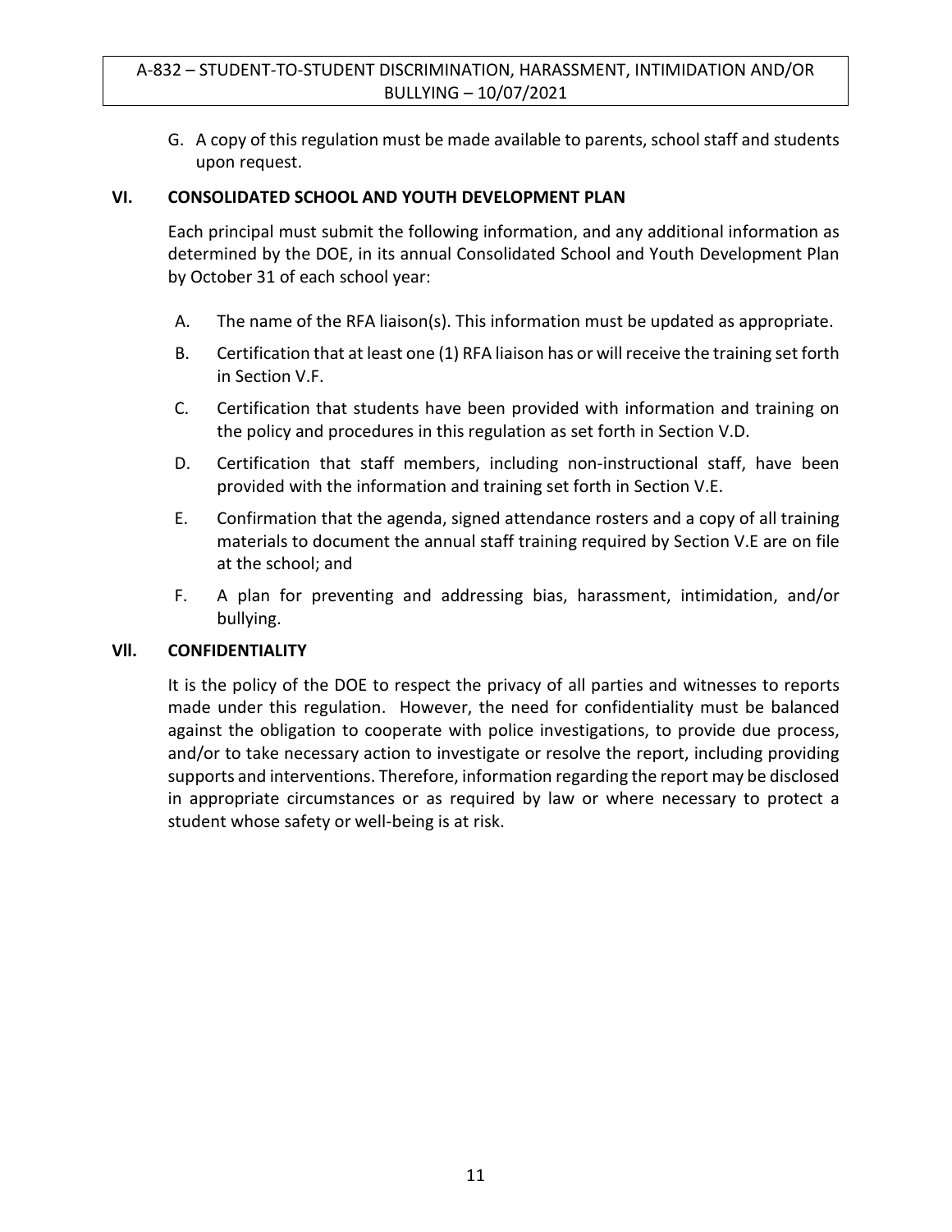G. A copy of this regulation must be made available to parents, school staff and students upon request.

## VI. CONSOLIDATED SCHOOL AND YOUTH DEVELOPMENT PLAN

Each principal must submit the following information, and any additional information as determined by the DOE, in its annual Consolidated School and Youth Development Plan by October 31 of each school year:

A. The name of the RFA liaison(s). This information must be updated as appropriate.

B. Certification that at least one (1) RFA liaison has or will receive the training set forth in Section V.F.

C. Certification that students have been provided with information and training on the policy and procedures in this regulation as set forth in Section V.D.

D. Certification that staff members, including non-instructional staff, have been provided with the information and training set forth in Section V.E.

E. Confirmation that the agenda, signed attendance rosters and a copy of all training materials to document the annual staff training required by Section V.E are on file at the school; and

F. A plan for preventing and addressing bias, harassment, intimidation, and/or bullying.

## VIl. CONFIDENTIALITY

It is the policy of the DOE to respect the privacy of all parties and witnesses to reports made under this regulation. However, the need for confidentiality must be balanced against the obligation to cooperate with police investigations, to provide due process, and/or to take necessary action to investigate or resolve the report, including providing supports and interventions. Therefore, information regarding the report may be disclosed in appropriate circumstances or as required by law or where necessary to protect a student whose safety or well-being is at risk.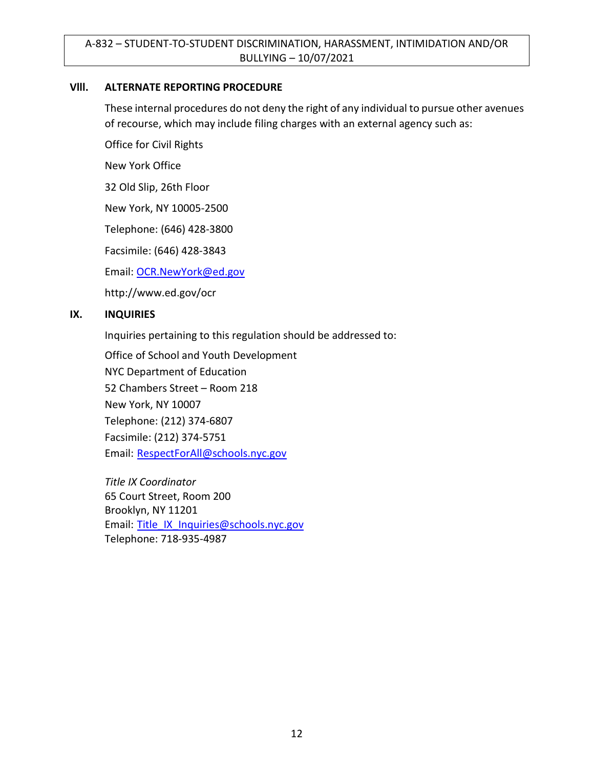## VIII. ALTERNATE REPORTING PROCEDURE

These internal procedures do not deny the right of any individual to pursue other avenues of recourse, which may include filing charges with an external agency such as:

Office for Civil Rights

New York Office

32 Old Slip, 26th Floor

New York, NY 10005-2500

Telephone: (646) 428-3800

Facsimile: (646) 428-3843

Email: OCR.NewYork@ed.gov

http://www.ed.gov/ocr

## IX. INQUIRIES

Inquiries pertaining to this regulation should be addressed to:

Office of School and Youth Development
NYC Department of Education
52 Chambers Street – Room 218
New York, NY 10007
Telephone: (212) 374-6807
Facsimile: (212) 374-5751
Email: RespectForAll@schools.nyc.gov

*Title IX Coordinator*
65 Court Street, Room 200
Brooklyn, NY 11201
Email: Title_IX_Inquiries@schools.nyc.gov
Telephone: 718-935-4987